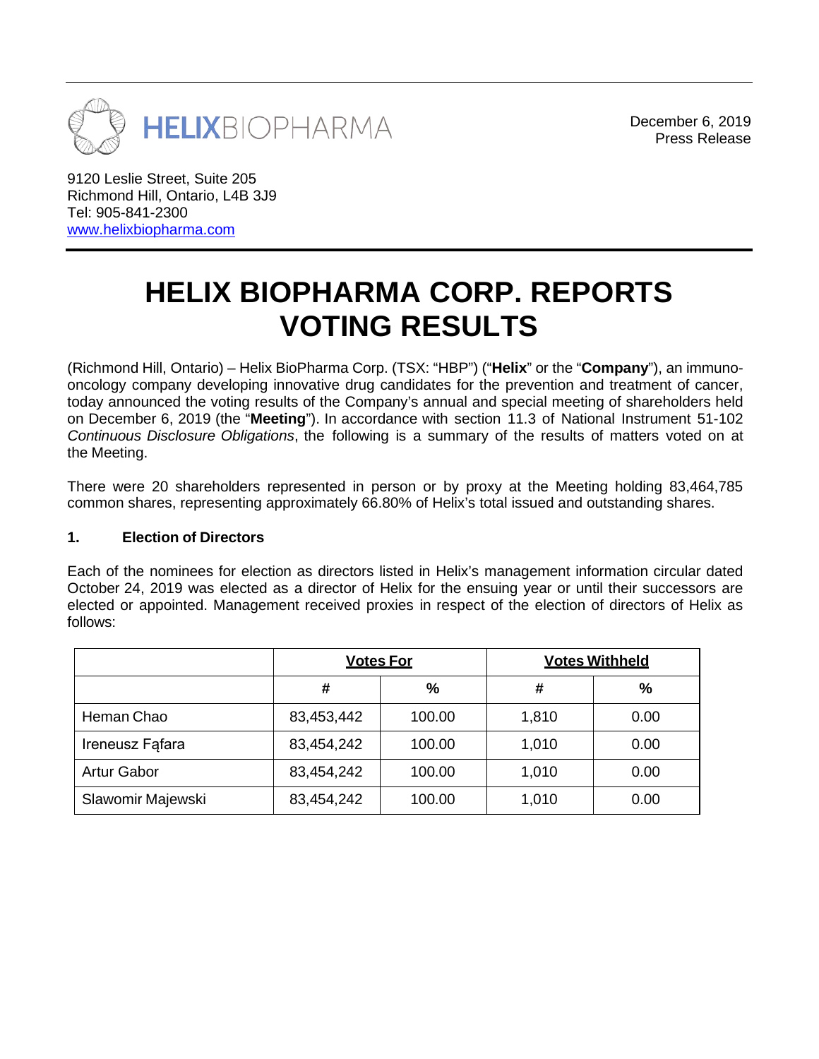HELIXBIOPHARMA

December 6, 2019
Press Release

9120 Leslie Street, Suite 205
Richmond Hill, Ontario, L4B 3J9
Tel: 905-841-2300
www.helixbiopharma.com

# HELIX BIOPHARMA CORP. REPORTS VOTING RESULTS

(Richmond Hill, Ontario) – Helix BioPharma Corp. (TSX: "HBP") ("**Helix**" or the "**Company**"), an immuno-oncology company developing innovative drug candidates for the prevention and treatment of cancer, today announced the voting results of the Company's annual and special meeting of shareholders held on December 6, 2019 (the "**Meeting**"). In accordance with section 11.3 of National Instrument 51-102 *Continuous Disclosure Obligations*, the following is a summary of the results of matters voted on at the Meeting.

There were 20 shareholders represented in person or by proxy at the Meeting holding 83,464,785 common shares, representing approximately 66.80% of Helix's total issued and outstanding shares.

**1. Election of Directors**

Each of the nominees for election as directors listed in Helix's management information circular dated October 24, 2019 was elected as a director of Helix for the ensuing year or until their successors are elected or appointed. Management received proxies in respect of the election of directors of Helix as follows:

| | Votes For | | Votes Withheld | |
|---|---|---|---|---|
| | # | % | # | % |
| Heman Chao | 83,453,442 | 100.00 | 1,810 | 0.00 |
| Ireneusz Fąfara | 83,454,242 | 100.00 | 1,010 | 0.00 |
| Artur Gabor | 83,454,242 | 100.00 | 1,010 | 0.00 |
| Slawomir Majewski | 83,454,242 | 100.00 | 1,010 | 0.00 |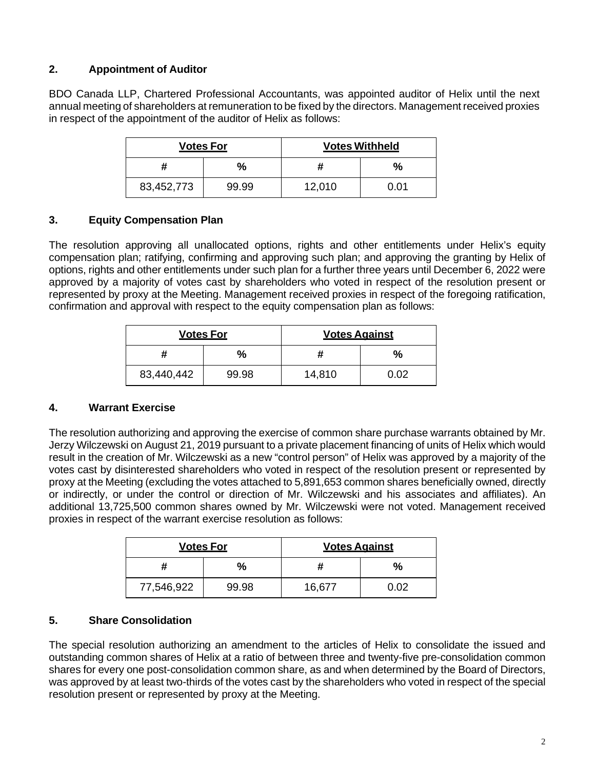## 2. Appointment of Auditor

BDO Canada LLP, Chartered Professional Accountants, was appointed auditor of Helix until the next annual meeting of shareholders at remuneration to be fixed by the directors. Management received proxies in respect of the appointment of the auditor of Helix as follows:

| Votes For | | Votes Withheld | |
|---|---|---|---|
| # | % | # | % |
| 83,452,773 | 99.99 | 12,010 | 0.01 |

## 3. Equity Compensation Plan

The resolution approving all unallocated options, rights and other entitlements under Helix's equity compensation plan; ratifying, confirming and approving such plan; and approving the granting by Helix of options, rights and other entitlements under such plan for a further three years until December 6, 2022 were approved by a majority of votes cast by shareholders who voted in respect of the resolution present or represented by proxy at the Meeting. Management received proxies in respect of the foregoing ratification, confirmation and approval with respect to the equity compensation plan as follows:

| Votes For | | Votes Against | |
|---|---|---|---|
| # | % | # | % |
| 83,440,442 | 99.98 | 14,810 | 0.02 |

## 4. Warrant Exercise

The resolution authorizing and approving the exercise of common share purchase warrants obtained by Mr. Jerzy Wilczewski on August 21, 2019 pursuant to a private placement financing of units of Helix which would result in the creation of Mr. Wilczewski as a new "control person" of Helix was approved by a majority of the votes cast by disinterested shareholders who voted in respect of the resolution present or represented by proxy at the Meeting (excluding the votes attached to 5,891,653 common shares beneficially owned, directly or indirectly, or under the control or direction of Mr. Wilczewski and his associates and affiliates). An additional 13,725,500 common shares owned by Mr. Wilczewski were not voted. Management received proxies in respect of the warrant exercise resolution as follows:

| Votes For | | Votes Against | |
|---|---|---|---|
| # | % | # | % |
| 77,546,922 | 99.98 | 16,677 | 0.02 |

## 5. Share Consolidation

The special resolution authorizing an amendment to the articles of Helix to consolidate the issued and outstanding common shares of Helix at a ratio of between three and twenty-five pre-consolidation common shares for every one post-consolidation common share, as and when determined by the Board of Directors, was approved by at least two-thirds of the votes cast by the shareholders who voted in respect of the special resolution present or represented by proxy at the Meeting.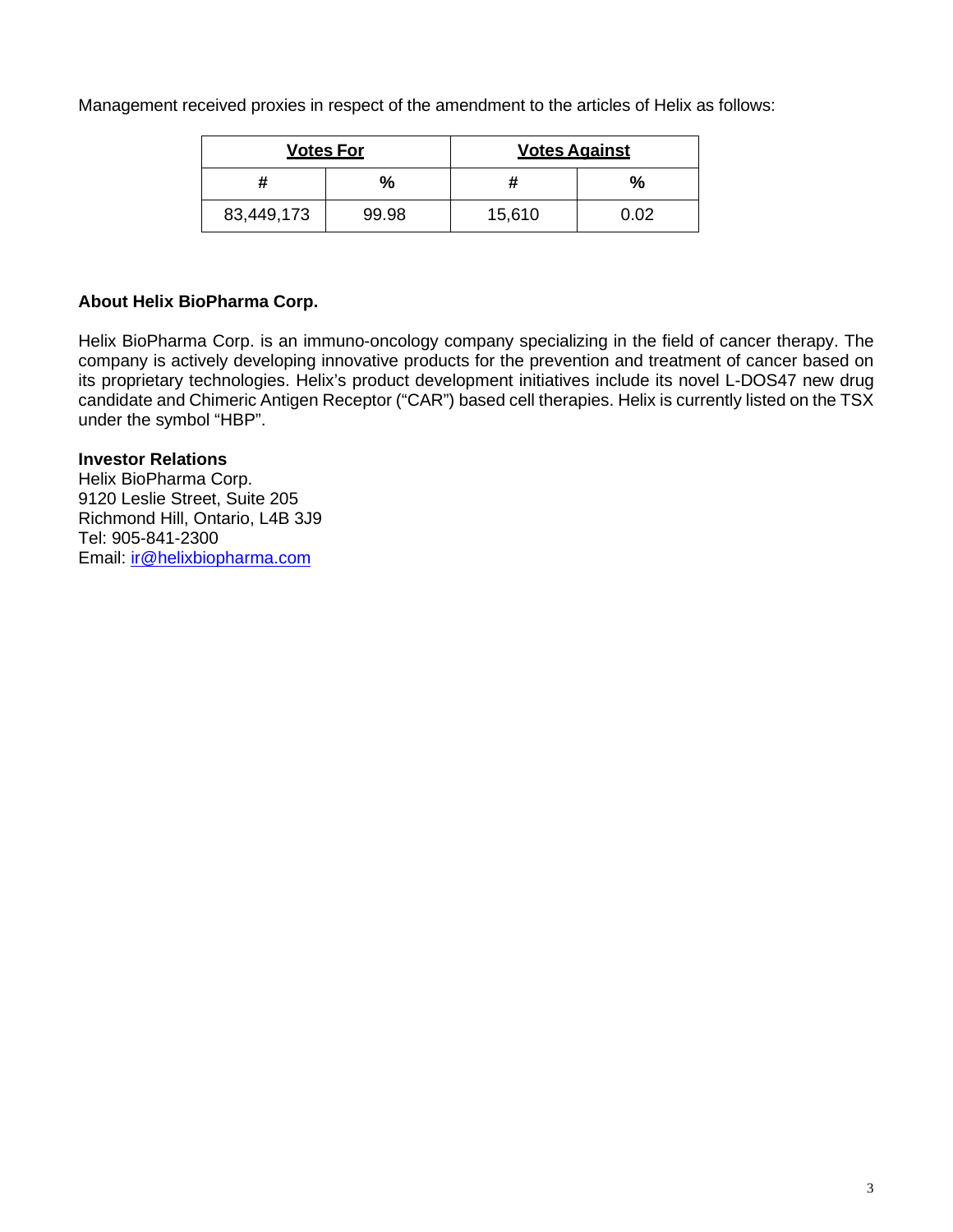Management received proxies in respect of the amendment to the articles of Helix as follows:

| **Votes For** | | **Votes Against** | |
|---|---|---|---|
| # | % | # | % |
| 83,449,173 | 99.98 | 15,610 | 0.02 |

**About Helix BioPharma Corp.**

Helix BioPharma Corp. is an immuno-oncology company specializing in the field of cancer therapy. The company is actively developing innovative products for the prevention and treatment of cancer based on its proprietary technologies. Helix's product development initiatives include its novel L-DOS47 new drug candidate and Chimeric Antigen Receptor ("CAR") based cell therapies. Helix is currently listed on the TSX under the symbol "HBP".

**Investor Relations**
Helix BioPharma Corp.
9120 Leslie Street, Suite 205
Richmond Hill, Ontario, L4B 3J9
Tel: 905-841-2300
Email: ir@helixbiopharma.com